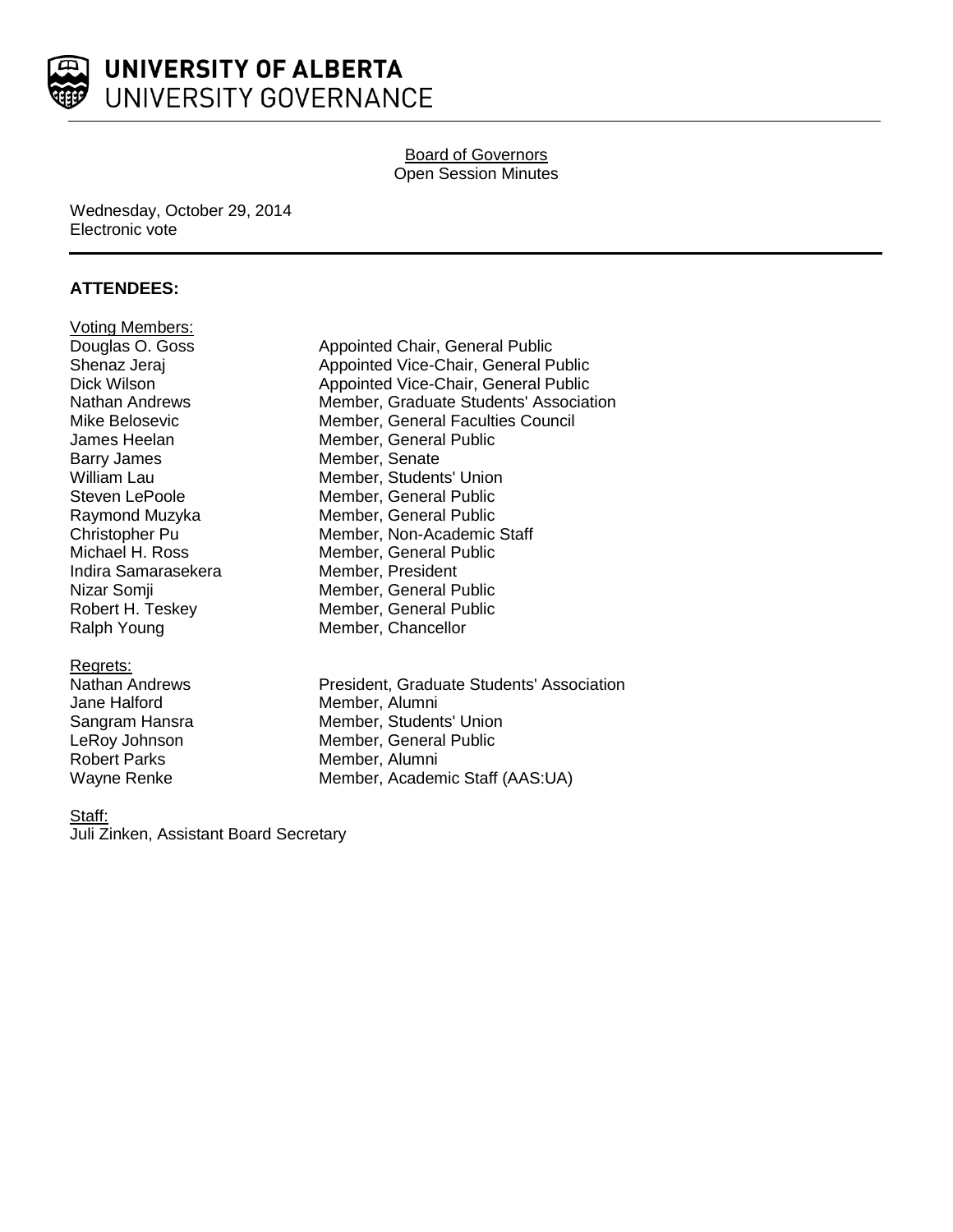UNIVERSITY OF ALBERTA
UNIVERSITY GOVERNANCE

Board of Governors
Open Session Minutes

Wednesday, October 29, 2014
Electronic vote

## ATTENDEES:

Voting Members:

| | |
|---|---|
| Douglas O. Goss | Appointed Chair, General Public |
| Shenaz Jeraj | Appointed Vice-Chair, General Public |
| Dick Wilson | Appointed Vice-Chair, General Public |
| Nathan Andrews | Member, Graduate Students' Association |
| Mike Belosevic | Member, General Faculties Council |
| James Heelan | Member, General Public |
| Barry James | Member, Senate |
| William Lau | Member, Students' Union |
| Steven LePoole | Member, General Public |
| Raymond Muzyka | Member, General Public |
| Christopher Pu | Member, Non-Academic Staff |
| Michael H. Ross | Member, General Public |
| Indira Samarasekera | Member, President |
| Nizar Somji | Member, General Public |
| Robert H. Teskey | Member, General Public |
| Ralph Young | Member, Chancellor |

Regrets:

| | |
|---|---|
| Nathan Andrews | President, Graduate Students' Association |
| Jane Halford | Member, Alumni |
| Sangram Hansra | Member, Students' Union |
| LeRoy Johnson | Member, General Public |
| Robert Parks | Member, Alumni |
| Wayne Renke | Member, Academic Staff (AAS:UA) |

Staff:
Juli Zinken, Assistant Board Secretary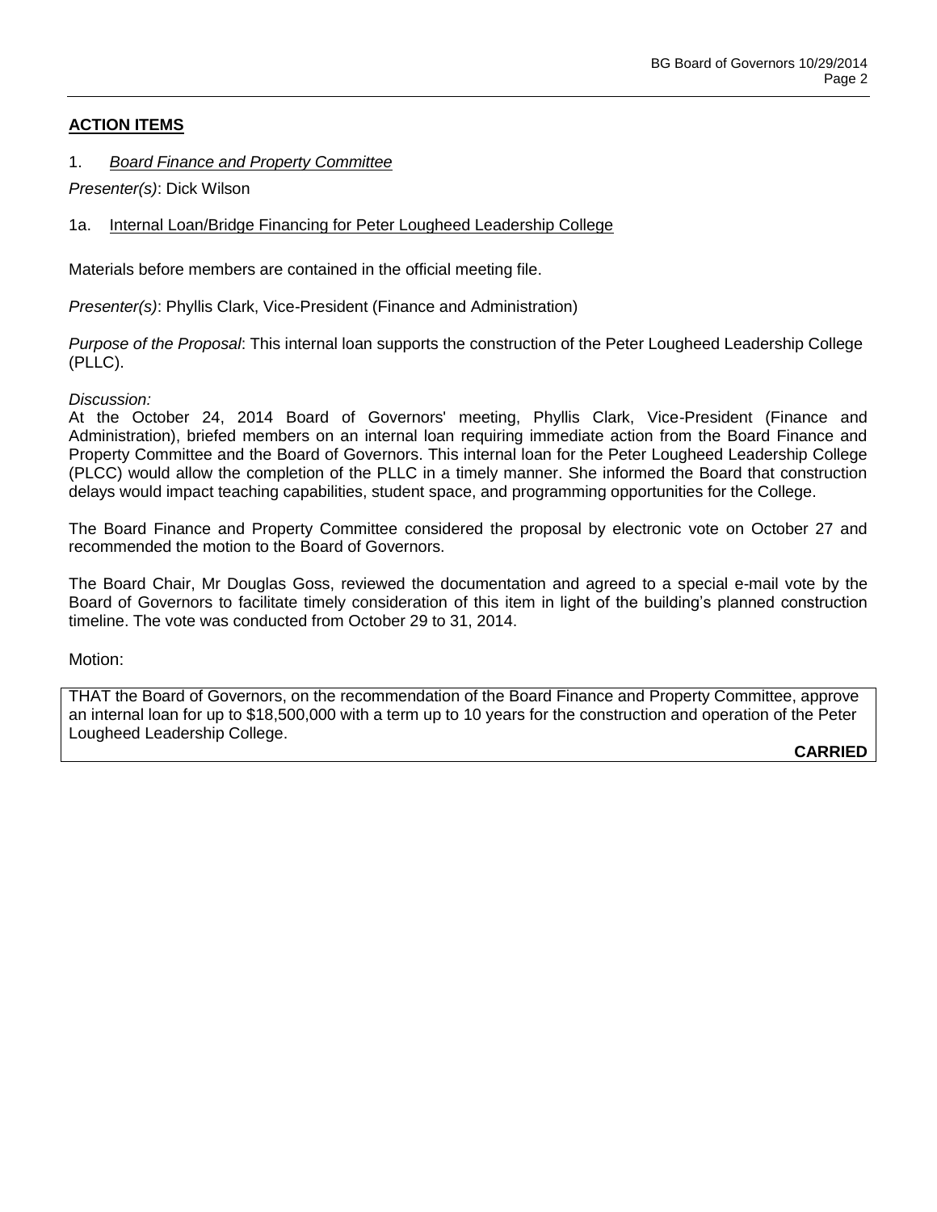## ACTION ITEMS

1. *Board Finance and Property Committee*

*Presenter(s)*: Dick Wilson

1a. Internal Loan/Bridge Financing for Peter Lougheed Leadership College

Materials before members are contained in the official meeting file.

*Presenter(s)*: Phyllis Clark, Vice-President (Finance and Administration)

*Purpose of the Proposal*: This internal loan supports the construction of the Peter Lougheed Leadership College (PLLC).

*Discussion:*
At the October 24, 2014 Board of Governors' meeting, Phyllis Clark, Vice-President (Finance and Administration), briefed members on an internal loan requiring immediate action from the Board Finance and Property Committee and the Board of Governors. This internal loan for the Peter Lougheed Leadership College (PLCC) would allow the completion of the PLLC in a timely manner. She informed the Board that construction delays would impact teaching capabilities, student space, and programming opportunities for the College.

The Board Finance and Property Committee considered the proposal by electronic vote on October 27 and recommended the motion to the Board of Governors.

The Board Chair, Mr Douglas Goss, reviewed the documentation and agreed to a special e-mail vote by the Board of Governors to facilitate timely consideration of this item in light of the building's planned construction timeline. The vote was conducted from October 29 to 31, 2014.

Motion:

THAT the Board of Governors, on the recommendation of the Board Finance and Property Committee, approve an internal loan for up to $18,500,000 with a term up to 10 years for the construction and operation of the Peter Lougheed Leadership College.

**CARRIED**